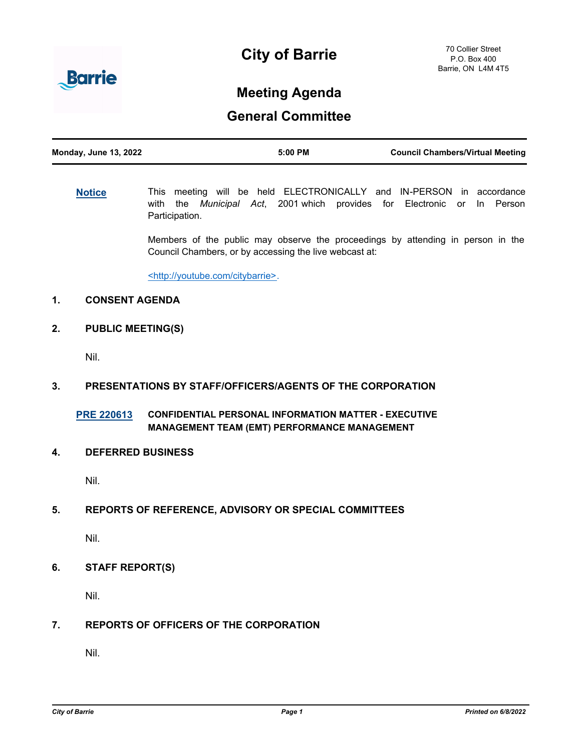# City of Barrie

70 Collier Street
P.O. Box 400
Barrie, ON L4M 4T5

## Meeting Agenda

## General Committee

**Monday, June 13, 2022** | **5:00 PM** | **Council Chambers/Virtual Meeting**

**Notice**

This meeting will be held ELECTRONICALLY and IN-PERSON in accordance with the *Municipal Act*, 2001 which provides for Electronic or In Person Participation.

Members of the public may observe the proceedings by attending in person in the Council Chambers, or by accessing the live webcast at:

<http://youtube.com/citybarrie>.

### 1. CONSENT AGENDA

### 2. PUBLIC MEETING(S)

Nil.

### 3. PRESENTATIONS BY STAFF/OFFICERS/AGENTS OF THE CORPORATION

**PRE 220613** **CONFIDENTIAL PERSONAL INFORMATION MATTER - EXECUTIVE MANAGEMENT TEAM (EMT) PERFORMANCE MANAGEMENT**

### 4. DEFERRED BUSINESS

Nil.

### 5. REPORTS OF REFERENCE, ADVISORY OR SPECIAL COMMITTEES

Nil.

### 6. STAFF REPORT(S)

Nil.

### 7. REPORTS OF OFFICERS OF THE CORPORATION

Nil.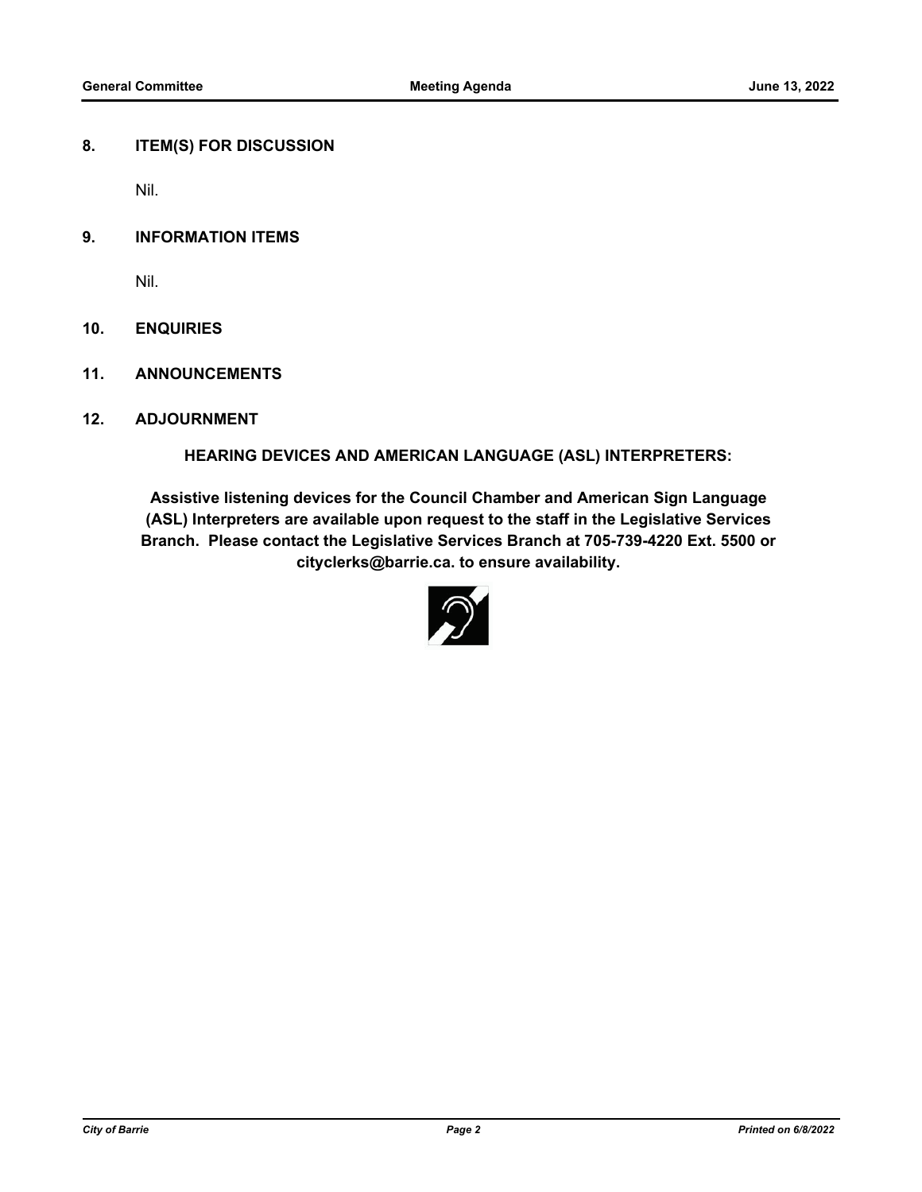## 8. ITEM(S) FOR DISCUSSION

Nil.

## 9. INFORMATION ITEMS

Nil.

## 10. ENQUIRIES

## 11. ANNOUNCEMENTS

## 12. ADJOURNMENT

**HEARING DEVICES AND AMERICAN LANGUAGE (ASL) INTERPRETERS:**

**Assistive listening devices for the Council Chamber and American Sign Language (ASL) Interpreters are available upon request to the staff in the Legislative Services Branch. Please contact the Legislative Services Branch at 705-739-4220 Ext. 5500 or cityclerks@barrie.ca. to ensure availability.**